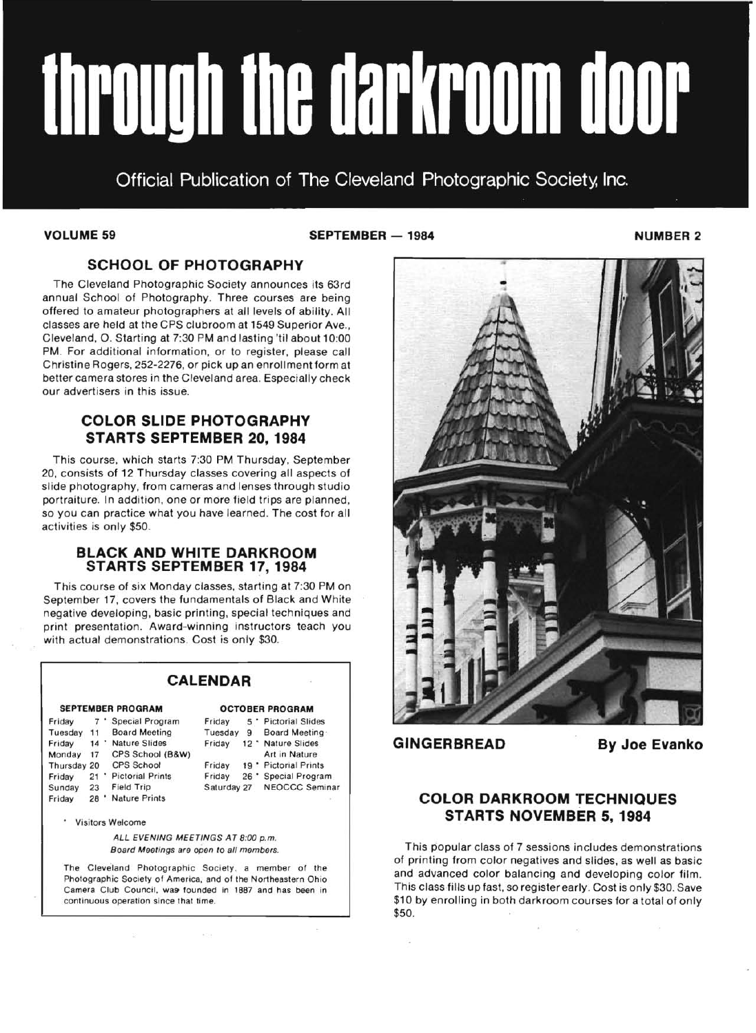# through the darkroom door

Official Publication of The Cleveland Photographic Society, Inc.

**VOLUME 59** **SEPTEMBER — 1984** **NUMBER 2**

## SCHOOL OF PHOTOGRAPHY

The Cleveland Photographic Society announces its 63rd annual School of Photography. Three courses are being offered to amateur photographers at all levels of ability. All classes are held at the CPS clubroom at 1549 Superior Ave., Cleveland, O. Starting at 7:30 PM and lasting 'til about 10:00 PM. For additional information, or to register, please call Christine Rogers, 252-2276, or pick up an enrollment form at better camera stores in the Cleveland area. Especially check our advertisers in this issue.

## COLOR SLIDE PHOTOGRAPHY STARTS SEPTEMBER 20, 1984

This course, which starts 7:30 PM Thursday, September 20, consists of 12 Thursday classes covering all aspects of slide photography, from cameras and lenses through studio portraiture. In addition, one or more field trips are planned, so you can practice what you have learned. The cost for all activities is only $50.

## BLACK AND WHITE DARKROOM STARTS SEPTEMBER 17, 1984

This course of six Monday classes, starting at 7:30 PM on September 17, covers the fundamentals of Black and White negative developing, basic printing, special techniques and print presentation. Award-winning instructors teach you with actual demonstrations. Cost is only $30.

## CALENDAR

**SEPTEMBER PROGRAM**

| Day | Date | Event |
|---|---|---|
| Friday | 7 * | Special Program |
| Tuesday | 11 | Board Meeting |
| Friday | 14 * | Nature Slides |
| Monday | 17 | CPS School (B&W) |
| Thursday | 20 | CPS School |
| Friday | 21 * | Pictorial Prints |
| Sunday | 23 | Field Trip |
| Friday | 28 * | Nature Prints |

**OCTOBER PROGRAM**

| Day | Date | Event |
|---|---|---|
| Friday | 5 * | Pictorial Slides |
| Tuesday | 9 | Board Meeting |
| Friday | 12 * | Nature Slides Art in Nature |
| Friday | 19 * | Pictorial Prints |
| Friday | 26 * | Special Program |
| Saturday | 27 | NEOCCC Seminar |

\* Visitors Welcome

*ALL EVENING MEETINGS AT 8:00 p.m.*
*Board Meetings are open to all members.*

The Cleveland Photographic Society, a member of the Photographic Society of America, and of the Northeastern Ohio Camera Club Council, was founded in 1887 and has been in continuous operation since that time.

**GINGERBREAD** **By Joe Evanko**

## COLOR DARKROOM TECHNIQUES STARTS NOVEMBER 5, 1984

This popular class of 7 sessions includes demonstrations of printing from color negatives and slides, as well as basic and advanced color balancing and developing color film. This class fills up fast, so register early. Cost is only $30. Save $10 by enrolling in both darkroom courses for a total of only $50.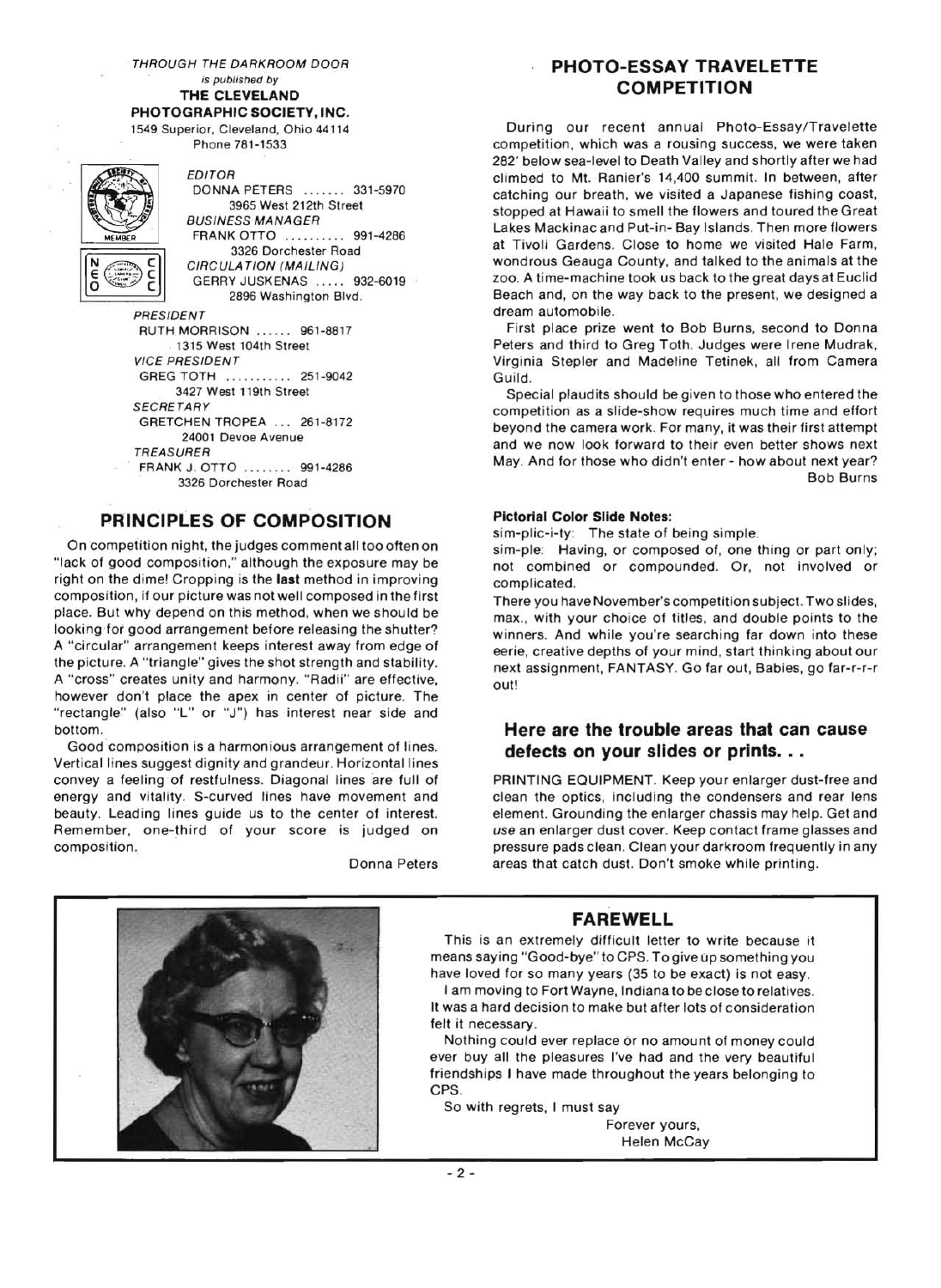*THROUGH THE DARKROOM DOOR*
*is published by*
**THE CLEVELAND PHOTOGRAPHIC SOCIETY, INC.**
1549 Superior, Cleveland, Ohio 44114
Phone 781-1533

*EDITOR*
DONNA PETERS ....... 331-5970
3965 West 212th Street

*BUSINESS MANAGER*
FRANK OTTO .......... 991-4286
3326 Dorchester Road

*CIRCULATION (MAILING)*
GERRY JUSKENAS ..... 932-6019
2896 Washington Blvd.

*PRESIDENT*
RUTH MORRISON ...... 961-8817
1315 West 104th Street

*VICE PRESIDENT*
GREG TOTH ........... 251-9042
3427 West 119th Street

*SECRETARY*
GRETCHEN TROPEA ... 261-8172
24001 Devoe Avenue

*TREASURER*
FRANK J. OTTO ........ 991-4286
3326 Dorchester Road

## PRINCIPLES OF COMPOSITION

On competition night, the judges comment all too often on "lack of good composition," although the exposure may be right on the dime! Cropping is the **last** method in improving composition, if our picture was not well composed in the first place. But why depend on this method, when we should be looking for good arrangement before releasing the shutter? A "circular" arrangement keeps interest away from edge of the picture. A "triangle" gives the shot strength and stability. A "cross" creates unity and harmony. "Radii" are effective, however don't place the apex in center of picture. The "rectangle" (also "L" or "J") has interest near side and bottom.

Good composition is a harmonious arrangement of lines. Vertical lines suggest dignity and grandeur. Horizontal lines convey a feeling of restfulness. Diagonal lines are full of energy and vitality. S-curved lines have movement and beauty. Leading lines guide us to the center of interest. Remember, one-third of your score is judged on composition.

Donna Peters

## PHOTO-ESSAY TRAVELETTE COMPETITION

During our recent annual Photo-Essay/Travelette competition, which was a rousing success, we were taken 282' below sea-level to Death Valley and shortly after we had climbed to Mt. Ranier's 14,400 summit. In between, after catching our breath, we visited a Japanese fishing coast, stopped at Hawaii to smell the flowers and toured the Great Lakes Mackinac and Put-in- Bay Islands. Then more flowers at Tivoli Gardens. Close to home we visited Hale Farm, wondrous Geauga County, and talked to the animals at the zoo. A time-machine took us back to the great days at Euclid Beach and, on the way back to the present, we designed a dream automobile.

First place prize went to Bob Burns, second to Donna Peters and third to Greg Toth. Judges were Irene Mudrak, Virginia Stepler and Madeline Tetinek, all from Camera Guild.

Special plaudits should be given to those who entered the competition as a slide-show requires much time and effort beyond the camera work. For many, it was their first attempt and we now look forward to their even better shows next May. And for those who didn't enter - how about next year?

Bob Burns

**Pictorial Color Slide Notes:**

sim-plic-i-ty: The state of being simple.

sim-ple: Having, or composed of, one thing or part only; not combined or compounded. Or, not involved or complicated.

There you have November's competition subject. Two slides, max., with your choice of titles, and double points to the winners. And while you're searching far down into these eerie, creative depths of your mind, start thinking about our next assignment, FANTASY. Go far out, Babies, go far-r-r-r out!

### Here are the trouble areas that can cause defects on your slides or prints. . .

PRINTING EQUIPMENT. Keep your enlarger dust-free and clean the optics, including the condensers and rear lens element. Grounding the enlarger chassis may help. Get and *use* an enlarger dust cover. Keep contact frame glasses and pressure pads clean. Clean your darkroom frequently in any areas that catch dust. Don't smoke while printing.

## FAREWELL

This is an extremely difficult letter to write because it means saying "Good-bye" to CPS. To give up something you have loved for so many years (35 to be exact) is not easy.

I am moving to Fort Wayne, Indiana to be close to relatives. It was a hard decision to make but after lots of consideration felt it necessary.

Nothing could ever replace or no amount of money could ever buy all the pleasures I've had and the very beautiful friendships I have made throughout the years belonging to CPS.

So with regrets, I must say

Forever yours,
Helen McCay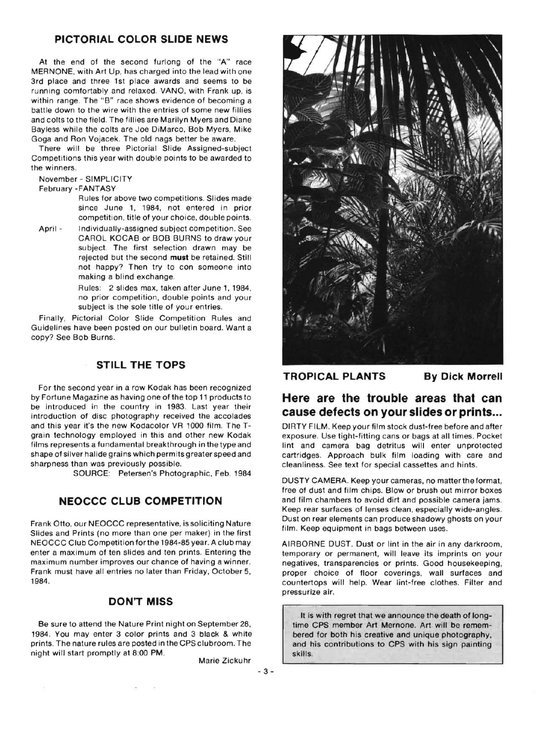## PICTORIAL COLOR SLIDE NEWS

At the end of the second furlong of the "A" race MERNONE, with Art Up, has charged into the lead with one 3rd place and three 1st place awards and seems to be running comfortably and relaxed. VANO, with Frank up, is within range. The "B" race shows evidence of becoming a battle down to the wire with the entries of some new fillies and colts to the field. The fillies are Marilyn Myers and Diane Bayless while the colts are Joe DiMarco, Bob Myers, Mike Goga and Ron Vojacek. The old nags better be aware.

There will be three Pictorial Slide Assigned-subject Competitions this year with double points to be awarded to the winners.

November - SIMPLICITY

February -FANTASY

Rules for above two competitions. Slides made since June 1, 1984, not entered in prior competition, title of your choice, double points.

April - Individually-assigned subject competition. See CAROL KOCAB or BOB BURNS to draw your subject. The first selection drawn may be rejected but the second **must** be retained. Still not happy? Then try to con someone into making a blind exchange.

Rules: 2 slides max, taken after June 1, 1984, no prior competition, double points and your subject is the sole title of your entries.

Finally, Pictorial Color Slide Competition Rules and Guidelines have been posted on our bulletin board. Want a copy? See Bob Burns.

## STILL THE TOPS

For the second year in a row Kodak has been recognized by Fortune Magazine as having one of the top 11 products to be introduced in the country in 1983. Last year their introduction of disc photography received the accolades and this year it's the new Kodacolor VR 1000 film. The T-grain technology employed in this and other new Kodak films represents a fundamental breakthrough in the type and shape of silver halide grains which permits greater speed and sharpness than was previously possible.

SOURCE: Petersen's Photographic, Feb. 1984

## NEOCCC CLUB COMPETITION

Frank Otto, our NEOCCC representative, is soliciting Nature Slides and Prints (no more than one per maker) in the first NEOCCC Club Competition for the 1984-85 year. A club may enter a maximum of ten slides and ten prints. Entering the maximum number improves our chance of having a winner. Frank must have all entries no later than Friday, October 5, 1984.

## DON'T MISS

Be sure to attend the Nature Print night on September 28, 1984. You may enter 3 color prints and 3 black & white prints. The nature rules are posted in the CPS clubroom. The night will start promptly at 8:00 PM.

Marie Zickuhr

**TROPICAL PLANTS — By Dick Morrell**

## Here are the trouble areas that can cause defects on your slides or prints...

DIRTY FILM. Keep your film stock dust-free before and after exposure. Use tight-fitting cans or bags at all times. Pocket lint and camera bag detritus will enter unprotected cartridges. Approach bulk film loading with care and cleanliness. See text for special cassettes and hints.

DUSTY CAMERA. Keep your cameras, no matter the format, free of dust and film chips. Blow or brush out mirror boxes and film chambers to avoid dirt and possible camera jams. Keep rear surfaces of lenses clean, especially wide-angles. Dust on rear elements can produce shadowy ghosts on your film. Keep equipment in bags between uses.

AIRBORNE DUST. Dust or lint in the air in any darkroom, temporary or permanent, will leave its imprints on your negatives, transparencies or prints. Good housekeeping, proper choice of floor coverings, wall surfaces and countertops will help. Wear lint-free clothes. Filter and pressurize air.

It is with regret that we announce the death of long-time CPS member Art Mernone. Art will be remembered for both his creative and unique photography, and his contributions to CPS with his sign painting skills.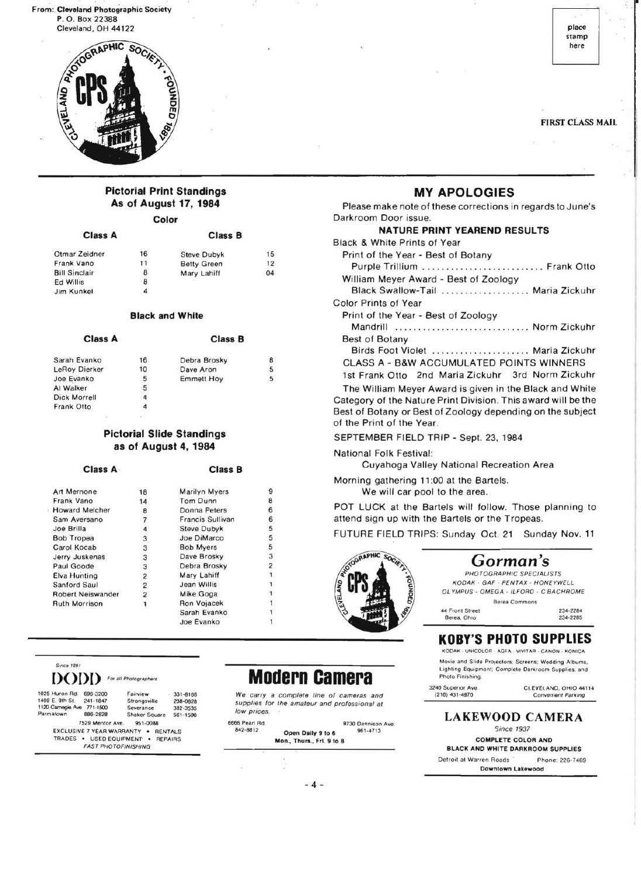From: **Cleveland Photographic Society**
P. O. Box 22388
Cleveland, OH 44122

place stamp here

**FIRST CLASS MAIL**

## Pictorial Print Standings
### As of August 17, 1984

#### Color

| Class A | | Class B | |
|---|---|---|---|
| Otmar Zeidner | 16 | Steve Dubyk | 15 |
| Frank Vano | 11 | Betty Green | 12 |
| Bill Sinclair | 8 | Mary Lahiff | 04 |
| Ed Willis | 8 | | |
| Jim Kunkel | 4 | | |

#### Black and White

| Class A | | Class B | |
|---|---|---|---|
| Sarah Evanko | 16 | Debra Brosky | 8 |
| LeRoy Dierker | 10 | Dave Aron | 5 |
| Joe Evanko | 5 | Emmett Hoy | 5 |
| Al Walker | 5 | | |
| Dick Morrell | 4 | | |
| Frank Otto | 4 | | |

## Pictorial Slide Standings
### as of August 4, 1984

| Class A | | Class B | |
|---|---|---|---|
| Art Mernone | 18 | Marilyn Myers | 9 |
| Frank Vano | 14 | Tom Dunn | 8 |
| Howard Melcher | 8 | Donna Peters | 6 |
| Sam Aversano | 7 | Francis Sullivan | 6 |
| Joe Brilla | 4 | Steve Dubyk | 5 |
| Bob Tropea | 3 | Joe DiMarco | 5 |
| Carol Kocab | 3 | Bob Myers | 5 |
| Jerry Juskenas | 3 | Dave Brosky | 3 |
| Paul Goode | 3 | Debra Brosky | 2 |
| Elva Hunting | 2 | Mary Lahiff | 1 |
| Sanford Saul | 2 | Jean Willis | 1 |
| Robert Neiswander | 2 | Mike Goga | 1 |
| Ruth Morrison | 1 | Ron Vojacek | 1 |
| | | Sarah Evanko | 1 |
| | | Joe Evanko | 1 |

## MY APOLOGIES

Please make note of these corrections in regards to June's Darkroom Door issue.

**NATURE PRINT YEAREND RESULTS**

Black & White Prints of Year
- Print of the Year - Best of Botany
  - Purple Trillium .......................... Frank Otto
- William Meyer Award - Best of Zoology
  - Black Swallow-Tail .................. Maria Zickuhr

Color Prints of Year
- Print of the Year - Best of Zoology
  - Mandrill ............................ Norm Zickuhr
- Best of Botany
  - Birds Foot Violet ..................... Maria Zickuhr

CLASS A - B&W ACCUMULATED POINTS WINNERS
1st Frank Otto 2nd Maria Zickuhr 3rd Norm Zickuhr

The William Meyer Award is given in the Black and White Category of the Nature Print Division. This award will be the Best of Botany or Best of Zoology depending on the subject of the Print of the Year.

SEPTEMBER FIELD TRIP - Sept. 23, 1984

National Folk Festival:
Cuyahoga Valley National Recreation Area

Morning gathering 11:00 at the Bartels.
We will car pool to the area.

POT LUCK at the Bartels will follow. Those planning to attend sign up with the Bartels or the Tropeas.

FUTURE FIELD TRIPS: Sunday Oct. 21 Sunday Nov. 11

---

***Gorman's***
PHOTOGRAPHIC SPECIALISTS
KODAK - GAF - PENTAX - HONEYWELL
OLYMPUS - OMEGA - ILFORD - C'BACHROME
Berea Commons
44 Front Street, Berea, Ohio
234-2284 / 234-2285

**KOBY'S PHOTO SUPPLIES**
KODAK - UNICOLOR - AGFA - VIVITAR - CANON - KONICA
Movie and Slide Projectors; Screens; Wedding Albums, Lighting Equipment; Complete Darkroom Supplies; and Photo Finishing.
3240 Superior Ave. (216) 431-4970
CLEVELAND, OHIO 44114
Convenient Parking

**LAKEWOOD CAMERA**
*Since 1937*
COMPLETE COLOR AND BLACK AND WHITE DARKROOM SUPPLIES
Detroit at Warren Roads — Phone: 226-7469
**Downtown Lakewood**

*Since 1991*
**DODD** *For all Photographers*
1025 Huron Rd. 696-3200 — Fairview 331-8166
1409 E. 9th St. 241-1847 — Strongsville 238-0828
1120 Carnegie Ave 771-1500 — Severance 382-3535
Parmatown 886-2828 — Shaker Square 561-1500
7529 Mentor Ave. 951-0088
EXCLUSIVE 7 YEAR WARRANTY • RENTALS
TRADES • USED EQUIPMENT • REPAIRS
*FAST PHOTOFINISHING*

**Modern Camera**
*We carry a complete line of cameras and supplies for the amateur and professional at low prices.*
6666 Pearl Rd. 842-8812
9730 Dennison Ave. 961-4713
**Open Daily 9 to 6**
**Mon., Thurs., Fri. 9 to 8**